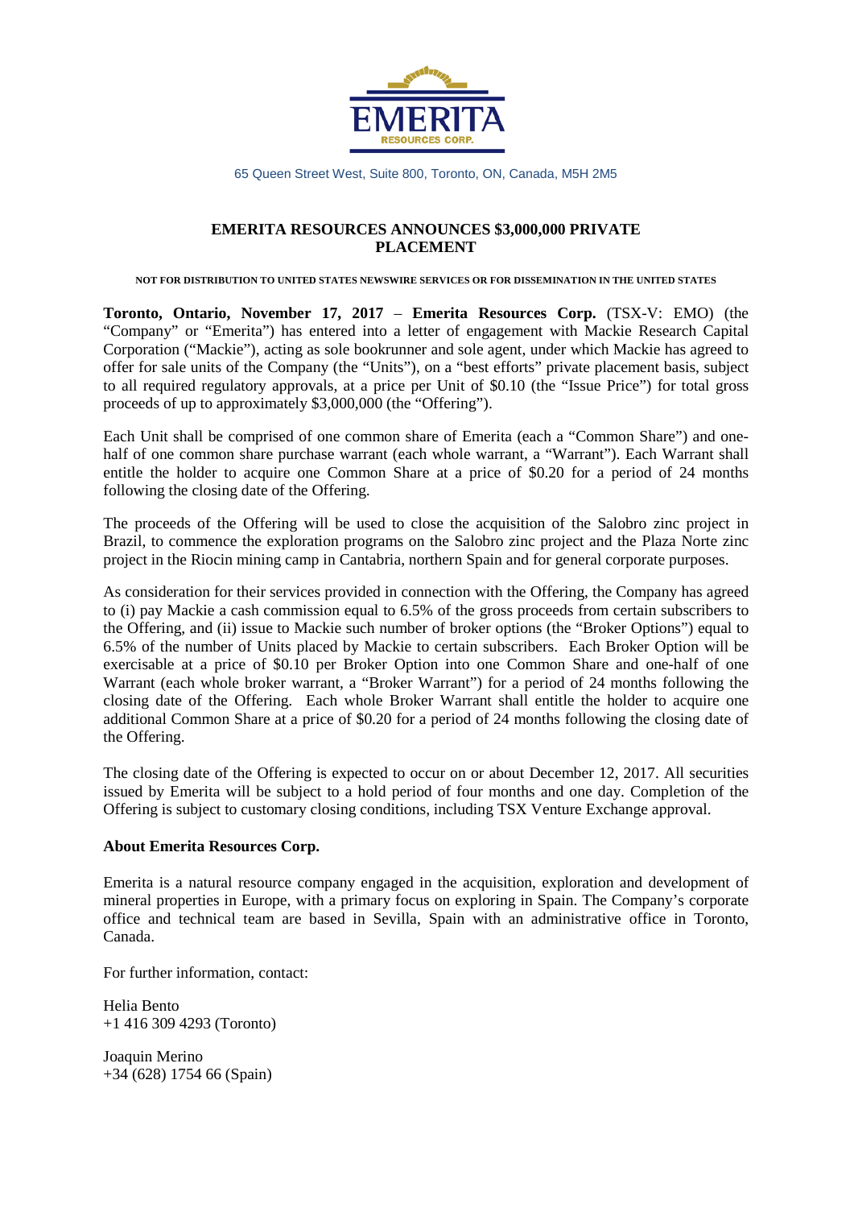EMERITA RESOURCES CORP.

65 Queen Street West, Suite 800, Toronto, ON, Canada, M5H 2M5

# EMERITA RESOURCES ANNOUNCES $3,000,000 PRIVATE PLACEMENT

**NOT FOR DISTRIBUTION TO UNITED STATES NEWSWIRE SERVICES OR FOR DISSEMINATION IN THE UNITED STATES**

**Toronto, Ontario, November 17, 2017** – **Emerita Resources Corp.** (TSX-V: EMO) (the "Company" or "Emerita") has entered into a letter of engagement with Mackie Research Capital Corporation ("Mackie"), acting as sole bookrunner and sole agent, under which Mackie has agreed to offer for sale units of the Company (the "Units"), on a "best efforts" private placement basis, subject to all required regulatory approvals, at a price per Unit of $0.10 (the "Issue Price") for total gross proceeds of up to approximately $3,000,000 (the "Offering").

Each Unit shall be comprised of one common share of Emerita (each a "Common Share") and one-half of one common share purchase warrant (each whole warrant, a "Warrant"). Each Warrant shall entitle the holder to acquire one Common Share at a price of $0.20 for a period of 24 months following the closing date of the Offering.

The proceeds of the Offering will be used to close the acquisition of the Salobro zinc project in Brazil, to commence the exploration programs on the Salobro zinc project and the Plaza Norte zinc project in the Riocin mining camp in Cantabria, northern Spain and for general corporate purposes.

As consideration for their services provided in connection with the Offering, the Company has agreed to (i) pay Mackie a cash commission equal to 6.5% of the gross proceeds from certain subscribers to the Offering, and (ii) issue to Mackie such number of broker options (the "Broker Options") equal to 6.5% of the number of Units placed by Mackie to certain subscribers. Each Broker Option will be exercisable at a price of $0.10 per Broker Option into one Common Share and one-half of one Warrant (each whole broker warrant, a "Broker Warrant") for a period of 24 months following the closing date of the Offering. Each whole Broker Warrant shall entitle the holder to acquire one additional Common Share at a price of $0.20 for a period of 24 months following the closing date of the Offering.

The closing date of the Offering is expected to occur on or about December 12, 2017. All securities issued by Emerita will be subject to a hold period of four months and one day. Completion of the Offering is subject to customary closing conditions, including TSX Venture Exchange approval.

**About Emerita Resources Corp.**

Emerita is a natural resource company engaged in the acquisition, exploration and development of mineral properties in Europe, with a primary focus on exploring in Spain. The Company's corporate office and technical team are based in Sevilla, Spain with an administrative office in Toronto, Canada.

For further information, contact:

Helia Bento
+1 416 309 4293 (Toronto)

Joaquin Merino
+34 (628) 1754 66 (Spain)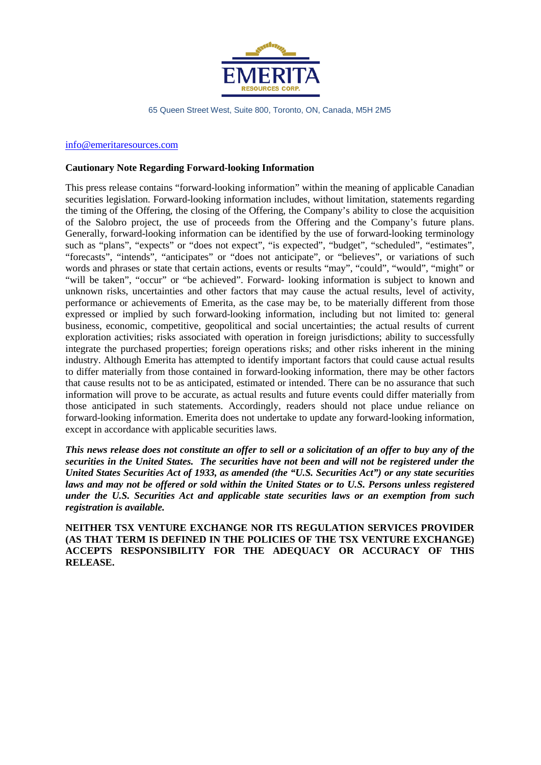EMERITA

RESOURCES CORP.

65 Queen Street West, Suite 800, Toronto, ON, Canada, M5H 2M5

info@emeritaresources.com

**Cautionary Note Regarding Forward-looking Information**

This press release contains "forward-looking information" within the meaning of applicable Canadian securities legislation. Forward-looking information includes, without limitation, statements regarding the timing of the Offering, the closing of the Offering, the Company's ability to close the acquisition of the Salobro project, the use of proceeds from the Offering and the Company's future plans. Generally, forward-looking information can be identified by the use of forward-looking terminology such as "plans", "expects" or "does not expect", "is expected", "budget", "scheduled", "estimates", "forecasts", "intends", "anticipates" or "does not anticipate", or "believes", or variations of such words and phrases or state that certain actions, events or results "may", "could", "would", "might" or "will be taken", "occur" or "be achieved". Forward- looking information is subject to known and unknown risks, uncertainties and other factors that may cause the actual results, level of activity, performance or achievements of Emerita, as the case may be, to be materially different from those expressed or implied by such forward-looking information, including but not limited to: general business, economic, competitive, geopolitical and social uncertainties; the actual results of current exploration activities; risks associated with operation in foreign jurisdictions; ability to successfully integrate the purchased properties; foreign operations risks; and other risks inherent in the mining industry. Although Emerita has attempted to identify important factors that could cause actual results to differ materially from those contained in forward-looking information, there may be other factors that cause results not to be as anticipated, estimated or intended. There can be no assurance that such information will prove to be accurate, as actual results and future events could differ materially from those anticipated in such statements. Accordingly, readers should not place undue reliance on forward-looking information. Emerita does not undertake to update any forward-looking information, except in accordance with applicable securities laws.

***This news release does not constitute an offer to sell or a solicitation of an offer to buy any of the securities in the United States. The securities have not been and will not be registered under the United States Securities Act of 1933, as amended (the "U.S. Securities Act") or any state securities laws and may not be offered or sold within the United States or to U.S. Persons unless registered under the U.S. Securities Act and applicable state securities laws or an exemption from such registration is available.***

**NEITHER TSX VENTURE EXCHANGE NOR ITS REGULATION SERVICES PROVIDER (AS THAT TERM IS DEFINED IN THE POLICIES OF THE TSX VENTURE EXCHANGE) ACCEPTS RESPONSIBILITY FOR THE ADEQUACY OR ACCURACY OF THIS RELEASE.**